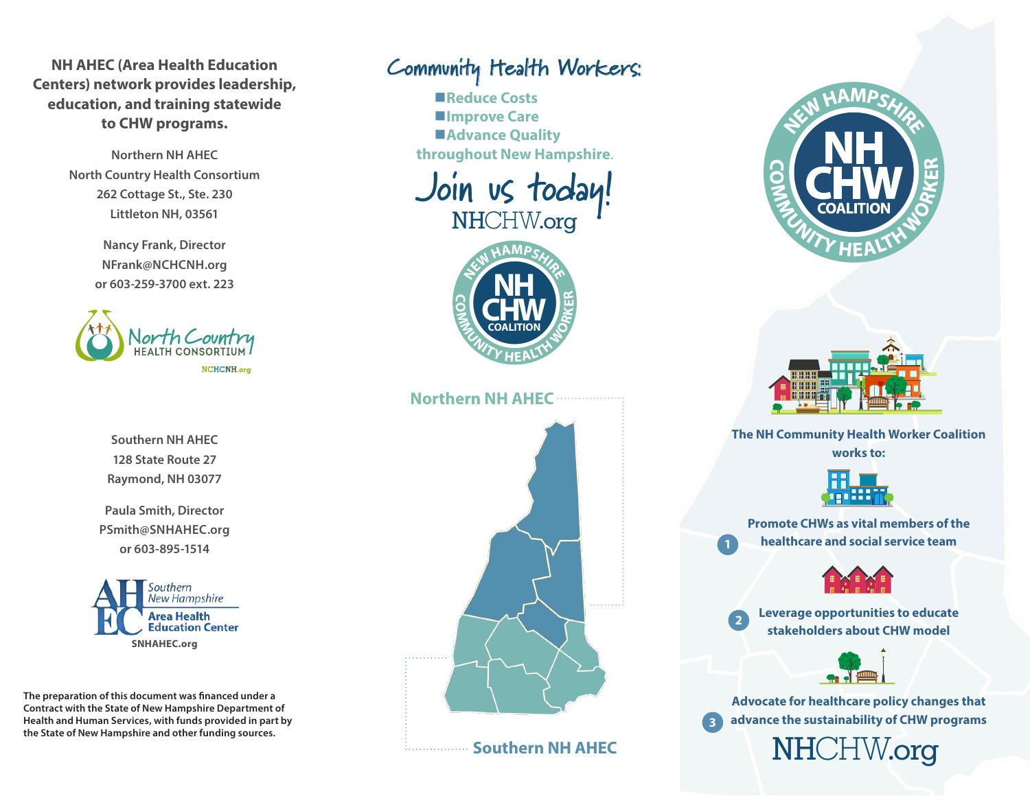**NH AHEC (Area Health Education Centers) network provides leadership, education, and training statewide to CHW programs.**

Northern NH AHEC
North Country Health Consortium
262 Cottage St., Ste. 230
Littleton NH, 03561

Nancy Frank, Director
NFrank@NCHCNH.org
or 603-259-3700 ext. 223

North Country HEALTH CONSORTIUM
NCHCNH.org

Southern NH AHEC
128 State Route 27
Raymond, NH 03077

Paula Smith, Director
PSmith@SNHAHEC.org
or 603-895-1514

Southern New Hampshire Area Health Education Center
SNHAHEC.org

The preparation of this document was financed under a Contract with the State of New Hampshire Department of Health and Human Services, with funds provided in part by the State of New Hampshire and other funding sources.

# Community Health Workers:

- Reduce Costs
- Improve Care
- Advance Quality

throughout New Hampshire.

## Join us today!

NHCHW.org

NEW HAMPSHIRE NH CHW COALITION COMMUNITY HEALTH WORKER

Northern NH AHEC

Southern NH AHEC

NEW HAMPSHIRE NH CHW COALITION COMMUNITY HEALTH WORKER

**The NH Community Health Worker Coalition works to:**

1. **Promote CHWs as vital members of the healthcare and social service team**
2. **Leverage opportunities to educate stakeholders about CHW model**
3. **Advocate for healthcare policy changes that advance the sustainability of CHW programs**

NHCHW.org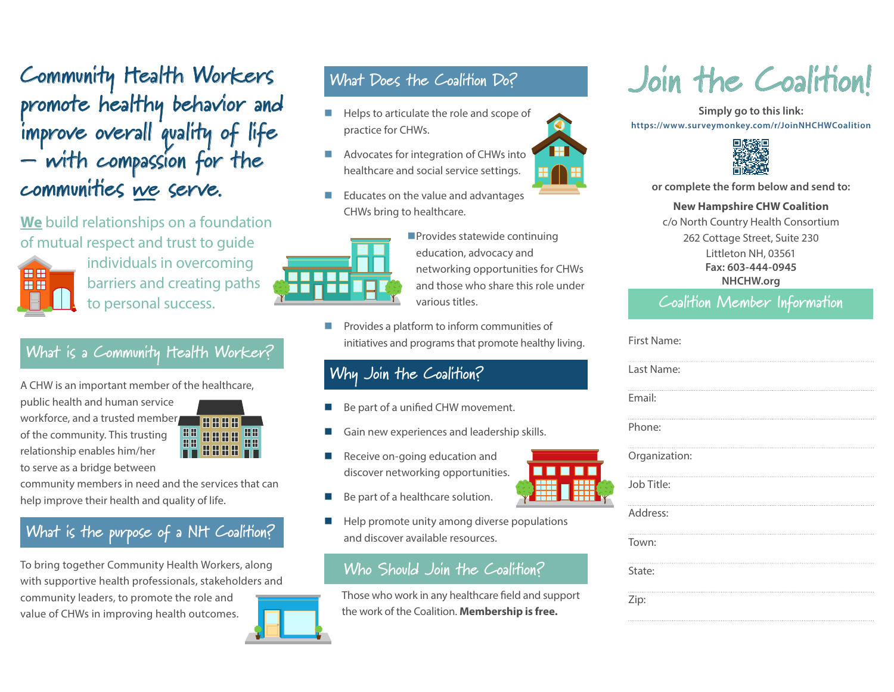# Community Health Workers promote healthy behavior and improve overall quality of life — with compassion for the communities we serve.

**We** build relationships on a foundation of mutual respect and trust to guide individuals in overcoming barriers and creating paths to personal success.

## What is a Community Health Worker?

A CHW is an important member of the healthcare, public health and human service workforce, and a trusted member of the community. This trusting relationship enables him/her to serve as a bridge between community members in need and the services that can help improve their health and quality of life.

## What is the purpose of a NH Coalition?

To bring together Community Health Workers, along with supportive health professionals, stakeholders and community leaders, to promote the role and value of CHWs in improving health outcomes.

## What Does the Coalition Do?

- Helps to articulate the role and scope of practice for CHWs.
- Advocates for integration of CHWs into healthcare and social service settings.
- Educates on the value and advantages CHWs bring to healthcare.
- Provides statewide continuing education, advocacy and networking opportunities for CHWs and those who share this role under various titles.
- Provides a platform to inform communities of initiatives and programs that promote healthy living.

## Why Join the Coalition?

- Be part of a unified CHW movement.
- Gain new experiences and leadership skills.
- Receive on-going education and discover networking opportunities.
- Be part of a healthcare solution.
- Help promote unity among diverse populations and discover available resources.

## Who Should Join the Coalition?

Those who work in any healthcare field and support the work of the Coalition. **Membership is free.**

# Join the Coalition!

**Simply go to this link:**

https://www.surveymonkey.com/r/JoinNHCHWCoalition

**or complete the form below and send to:**

**New Hampshire CHW Coalition**
c/o North Country Health Consortium
262 Cottage Street, Suite 230
Littleton NH, 03561
**Fax: 603-444-0945**
**NHCHW.org**

## Coalition Member Information

First Name:

Last Name:

Email:

Phone:

Organization:

Job Title:

Address:

Town:

State:

Zip: